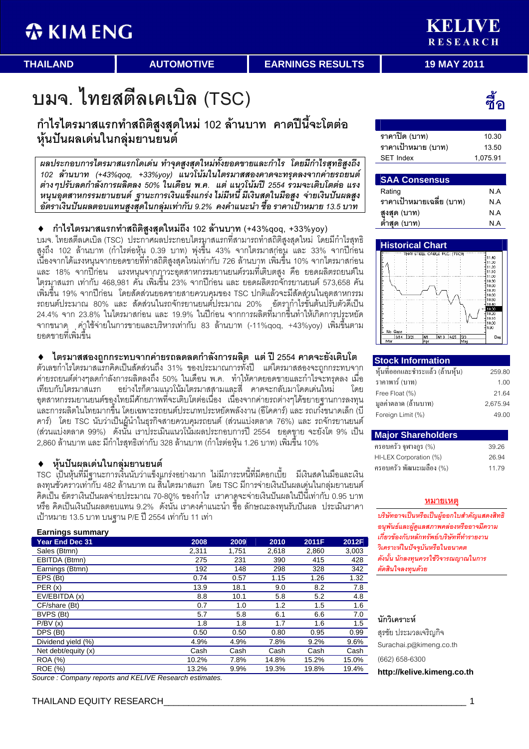KIM ENG

KELIVE RESEARCH

THAILAND | AUTOMOTIVE | EARNINGS RESULTS | 19 MAY 2011

# บมจ. ไทยสตีลเคเบิล (TSC)

**ซื้อ**

## กำไรไตรมาสแรกทำสถิติสูงสุดใหม่ 102 ล้านบาท คาดปีนี้จะโตต่อ หุ้นปันผลเด่นในกลุ่มยานยนต์

*ผลประกอบการไตรมาสแรกโดดเด่น ทำจุดสูงสุดใหม่ทั้งยอดขายและกำไร โดยมีกำไรสุทธิสูงถึง 102 ล้านบาท (+43%qoq, +33%yoy) แนวโน้มในไตรมาสสองคาดจะทรุดลงจากค่ายรถยนต์ต่าง ๆ ปรับลดกำลังการผลิตลง 50% ในเดือน พ.ค. แต่ แนวโน้มปี 2554 รวมจะเติบโตต่อ แรงหนุนอุตสาหกรรมยานยนต์ ฐานะการเงินแข็งแกร่ง ไม่มีหนี้ มีเงินสดในมือสูง จ่ายเงินปันผลสูง อัตราเงินปันผลตอบแทนสูงสุดในกลุ่มเท่ากับ 9.2% คงคำแนะนำ ซื้อ ราคาเป้าหมาย 13.5 บาท*

### ♦ กำไรไตรมาสแรกทำสถิติสูงสุดใหม่ถึง 102 ล้านบาท (+43%qoq, +33%yoy)

บมจ. ไทยสตีลเคเบิล (TSC) ประกาศผลประกอบการไตรมาสแรกที่สามารถทำสถิติสูงสุดใหม่ โดยมีกำไรสุทธิสูงถึง 102 ล้านบาท (กำไรต่อหุ้น 0.39 บาท) พุ่งขึ้น 43% จากไตรมาสก่อน และ 33% จากปีก่อน เนื่องจากได้แรงหนุนจากยอดขายที่ทำสถิติสูงสุดใหม่เท่ากับ 726 ล้านบาท เพิ่มขึ้น 10% จากไตรมาสก่อน และ 18% จากปีก่อน แรงหนุนจากภาวะอุตสาหกรรมยานยนต์รวมที่เติบโตสูง คือ ยอดผลิตรถยนต์ในไตรมาสแรก เท่ากับ 468,981 คัน เพิ่มขึ้น 23% จากปีก่อน และ ยอดผลิตรถจักรยานยนต์ 573,658 คัน เพิ่มขึ้น 19% จากปีก่อน โดยสัดส่วนยอดขายสายควบคุมของ TSC ปกติแล้วจะมีสัดส่วนในอุตสาหกรรมรถยนต์ประมาณ 80% และ สัดส่วนในรถจักรยานยนต์ประมาณ 20% อัตรากำไรขั้นต้นปรับตัวดีเป็น 24.4% จาก 23.8% ในไตรมาสก่อน และ 19.9% ในปีก่อน จากการผลิตที่มากขึ้นทำให้เกิดการประหยัดจากขนาด ค่าใช้จ่ายในการขายและบริหารเท่ากับ 83 ล้านบาท (-11%qoq, +43%yoy) เพิ่มขึ้นตามยอดขายที่เพิ่มขึ้น

### ♦ ไตรมาสสองถูกกระทบจากค่ายรถลดลดกำลังการผลิต แต่ ปี 2554 คาดจะยังเติบโต

ตัวเลขกำไรไตรมาสแรกคิดเป็นสัดส่วนถึง 31% ของประมาณการทั้งปี แต่ไตรมาสสองจะถูกกระทบจากค่ายรถยนต์ต่างๆลดกำลังการผลิตลงถึง 50% ในเดือน พ.ค. ทำให้คาดยอดขายและกำไรจะทรุดลง เมื่อเทียบกับไตรมาสแรก อย่างไรก็ตามแนวโน้มไตรมาสสามและสี่ คาดจะกลับมาโดดเด่นใหม่ โดยอุตสาหกรรมยานยนต์ของไทยมีศักยภาพที่จะเติบโตต่อเนื่อง เนื่องจากค่ายรถต่างๆได้ขยายฐานการลงทุนและการผลิตในไทยมากขึ้น โดยเฉพาะรถยนต์ประเภทประหยัดพลังงาน (อีโคคาร์) และ รถเก๋งขนาดเล็ก (บีคาร์) โดย TSC นับว่าเป็นผู้นำในธุรกิจสายควบคุมรถยนต์ (ส่วนแบ่งตลาด 76%) และ รถจักรยานยนต์ (ส่วนแบ่งตลาด 99%) ดังนั้น เราประเมินแนวโน้มผลประกอบการปี 2554 ยอดขาย จะยังโต 9% เป็น 2,860 ล้านบาท และ มีกำไรสุทธิเท่ากับ 328 ล้านบาท (กำไรต่อหุ้น 1.26 บาท) เพิ่มขึ้น 10%

### ♦ หุ้นปันผลเด่นในกลุ่มยานยนต์

TSC เป็นหุ้นที่มีฐานะการเงินนับว่าแข็งแกร่งอย่างมาก ไม่มีภาระหนี้ที่มีดอกเบี้ย มีเงินสดในมือและเงินลงทุนชั่วคราวเท่ากับ 482 ล้านบาท ณ สิ้นไตรมาสแรก โดย TSC มีการจ่ายเงินปันผลเด่นในกลุ่มยานยนต์ คิดเป็น อัตราเงินปันผลจ่ายประมาณ 70-80% ของกำไร เราคาดจะจ่ายเงินปันผลในปีนี้เท่ากับ 0.95 บาท หรือ คิดเป็นเงินปันผลตอบแทน 9.2% ดังนั้น เราคงคำแนะนำ ซื้อ ลักษณะลงทุนรับปันผล ประเมินราคาเป้าหมาย 13.5 บาท บนฐาน P/E ปี 2554 เท่ากับ 11 เท่า

**Earnings summary**

| Year End Dec 31 | 2008 | 2009 | 2010 | 2011F | 2012F |
|---|---|---|---|---|---|
| Sales (Btmn) | 2,311 | 1,751 | 2,618 | 2,860 | 3,003 |
| EBITDA (Btmn) | 275 | 231 | 390 | 415 | 428 |
| Earnings (Btmn) | 192 | 148 | 298 | 328 | 342 |
| EPS (Bt) | 0.74 | 0.57 | 1.15 | 1.26 | 1.32 |
| PER (x) | 13.9 | 18.1 | 9.0 | 8.2 | 7.8 |
| EV/EBITDA (x) | 8.8 | 10.1 | 5.8 | 5.2 | 4.8 |
| CF/share (Bt) | 0.7 | 1.0 | 1.2 | 1.5 | 1.6 |
| BVPS (Bt) | 5.7 | 5.8 | 6.1 | 6.6 | 7.0 |
| P/BV (x) | 1.8 | 1.8 | 1.7 | 1.6 | 1.5 |
| DPS (Bt) | 0.50 | 0.50 | 0.80 | 0.95 | 0.99 |
| Dividend yield (%) | 4.9% | 4.9% | 7.8% | 9.2% | 9.6% |
| Net debt/equity (x) | Cash | Cash | Cash | Cash | Cash |
| ROA (%) | 10.2% | 7.8% | 14.8% | 15.2% | 15.0% |
| ROE (%) | 13.2% | 9.9% | 19.3% | 19.8% | 19.4% |

Source : Company reports and KELIVE Research estimates.

| | |
|---|---|
| ราคาปิด (บาท) | 10.30 |
| ราคาเป้าหมาย (บาท) | 13.50 |
| SET Index | 1,075.91 |

**SAA Consensus**

| | |
|---|---|
| Rating | N.A |
| ราคาเป้าหมายเฉลี่ย (บาท) | N.A |
| สูงสุด (บาท) | N.A |
| ต่ำสุด (บาท) | N.A |

**Historical Chart**

THAI STEEL CABLE PCL (TSC)
11.40
11.30
11.20
11.10
11.00
10.90
10.80
10.70
10.60
10.50
10.40
10.30
10.20
10.10
10.00
9.90
No Gaps
3/14 3/21 4/1 4/18 4/25 5/3
Mar Apr May
Day

**Stock Information**

| | |
|---|---|
| หุ้นที่ออกและชำระแล้ว (ล้านหุ้น) | 259.80 |
| ราคาพาร์ (บาท) | 1.00 |
| Free Float (%) | 21.64 |
| มูลค่าตลาด (ล้านบาท) | 2,675.94 |
| Foreign Limit (%) | 49.00 |

**Major Shareholders**

| | |
|---|---|
| ครอบครัว จุฬางกูร (%) | 39.26 |
| HI-LEX Corporation (%) | 26.94 |
| ครอบครัว พัฒนะเมลือง (%) | 11.79 |

**หมายเหตุ**

*บริษัทอาจเป็นหรือเป็นผู้ออกใบสำคัญแสดงสิทธิอนุพันธ์และผู้ดูแลสภาพคล่องหรืออาจมีความเกี่ยวข้องกับหลักทรัพย์/บริษัทที่ทำรายงานวิเคราะห์ในปัจจุบันหรือในอนาคต ดังนั้น นักลงทุนควรใช้วิจารณญาณในการตัดสินใจลงทุนด้วย*

**นักวิเคราะห์**

สุรชัย ประมวลเจริญกิจ

Surachai.p@kimeng.co.th

(662) 658-6300

**http://kelive.kimeng.co.th**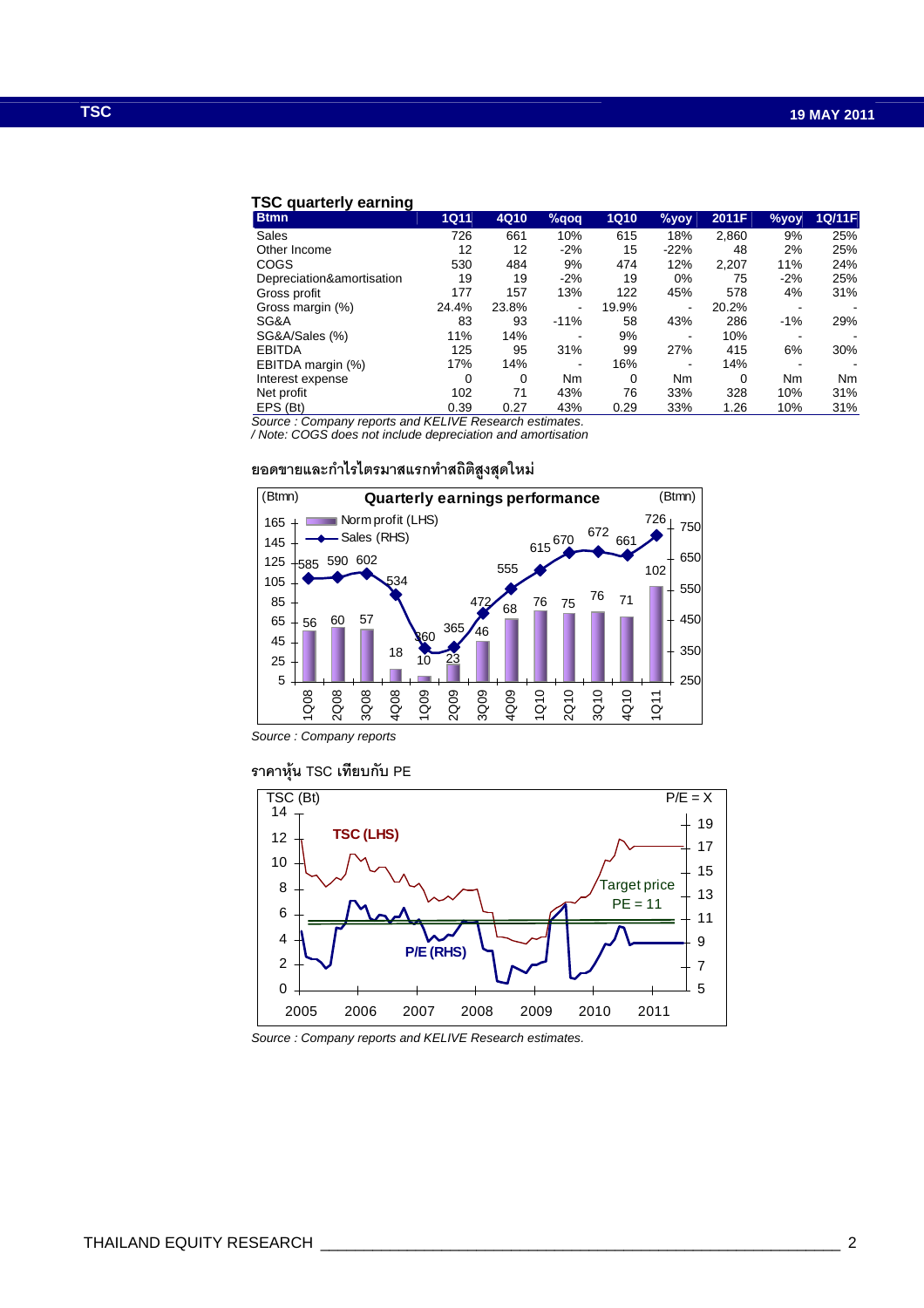### TSC quarterly earning

| Btmn | 1Q11 | 4Q10 | %qoq | 1Q10 | %yoy | 2011F | %yoy | 1Q/11F |
|---|---|---|---|---|---|---|---|---|
| Sales | 726 | 661 | 10% | 615 | 18% | 2,860 | 9% | 25% |
| Other Income | 12 | 12 | -2% | 15 | -22% | 48 | 2% | 25% |
| COGS | 530 | 484 | 9% | 474 | 12% | 2,207 | 11% | 24% |
| Depreciation&amortisation | 19 | 19 | -2% | 19 | 0% | 75 | -2% | 25% |
| Gross profit | 177 | 157 | 13% | 122 | 45% | 578 | 4% | 31% |
| Gross margin (%) | 24.4% | 23.8% | - | 19.9% | - | 20.2% | - | - |
| SG&A | 83 | 93 | -11% | 58 | 43% | 286 | -1% | 29% |
| SG&A/Sales (%) | 11% | 14% | - | 9% | - | 10% | - | - |
| EBITDA | 125 | 95 | 31% | 99 | 27% | 415 | 6% | 30% |
| EBITDA margin (%) | 17% | 14% | - | 16% | - | 14% | - | - |
| Interest expense | 0 | 0 | Nm | 0 | Nm | 0 | Nm | Nm |
| Net profit | 102 | 71 | 43% | 76 | 33% | 328 | 10% | 31% |
| EPS (Bt) | 0.39 | 0.27 | 43% | 0.29 | 33% | 1.26 | 10% | 31% |

*Source : Company reports and KELIVE Research estimates.*
*/ Note: COGS does not include depreciation and amortisation*

ยอดขายและกำไรไตรมาสแรกทำสถิติสูงสุดใหม่

Quarterly earnings performance

(Btmn) (Btmn)

Norm profit (LHS)
Sales (RHS)

1Q08 2Q08 3Q08 4Q08 1Q09 2Q09 3Q09 4Q09 1Q10 2Q10 3Q10 4Q10 1Q11

Norm profit: 56 60 57 18 10 23 46 68 76 75 76 71 102

Sales: 585 590 602 534 360 365 472 555 615 670 672 661 726

*Source : Company reports*

ราคาหุ้น TSC เทียบกับ PE

TSC (Bt) P/E = X

TSC (LHS)

P/E (RHS)

Target price PE = 11

2005 2006 2007 2008 2009 2010 2011

*Source : Company reports and KELIVE Research estimates.*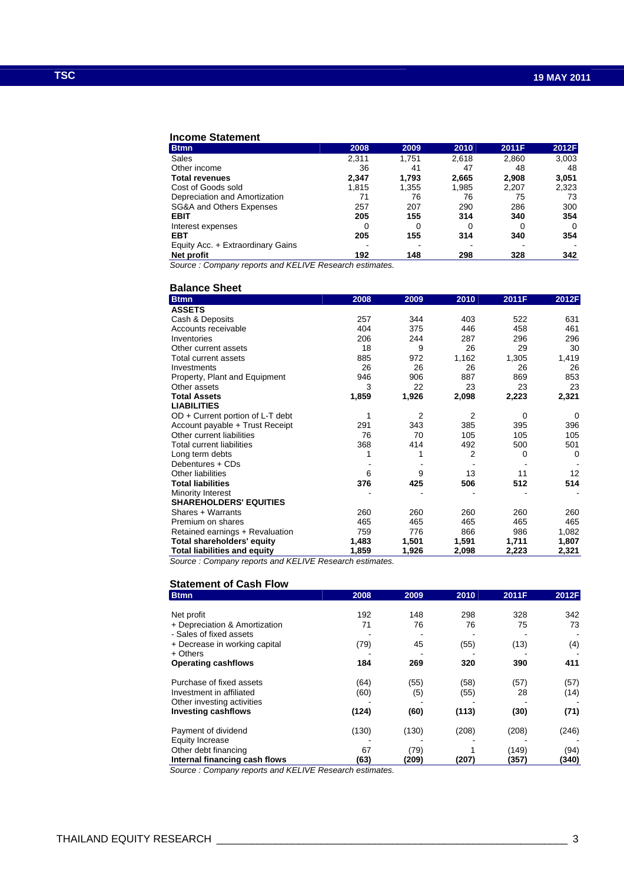### Income Statement

| Btmn | 2008 | 2009 | 2010 | 2011F | 2012F |
|---|---|---|---|---|---|
| Sales | 2,311 | 1,751 | 2,618 | 2,860 | 3,003 |
| Other income | 36 | 41 | 47 | 48 | 48 |
| **Total revenues** | **2,347** | **1,793** | **2,665** | **2,908** | **3,051** |
| Cost of Goods sold | 1,815 | 1,355 | 1,985 | 2,207 | 2,323 |
| Depreciation and Amortization | 71 | 76 | 76 | 75 | 73 |
| SG&A and Others Expenses | 257 | 207 | 290 | 286 | 300 |
| **EBIT** | **205** | **155** | **314** | **340** | **354** |
| Interest expenses | 0 | 0 | 0 | 0 | 0 |
| **EBT** | **205** | **155** | **314** | **340** | **354** |
| Equity Acc. + Extraordinary Gains | - | - | - | - | - |
| **Net profit** | **192** | **148** | **298** | **328** | **342** |

*Source : Company reports and KELIVE Research estimates.*

### Balance Sheet

| Btmn | 2008 | 2009 | 2010 | 2011F | 2012F |
|---|---|---|---|---|---|
| **ASSETS** | | | | | |
| Cash & Deposits | 257 | 344 | 403 | 522 | 631 |
| Accounts receivable | 404 | 375 | 446 | 458 | 461 |
| Inventories | 206 | 244 | 287 | 296 | 296 |
| Other current assets | 18 | 9 | 26 | 29 | 30 |
| Total current assets | 885 | 972 | 1,162 | 1,305 | 1,419 |
| Investments | 26 | 26 | 26 | 26 | 26 |
| Property, Plant and Equipment | 946 | 906 | 887 | 869 | 853 |
| Other assets | 3 | 22 | 23 | 23 | 23 |
| **Total Assets** | **1,859** | **1,926** | **2,098** | **2,223** | **2,321** |
| **LIABILITIES** | | | | | |
| OD + Current portion of L-T debt | 1 | 2 | 2 | 0 | 0 |
| Account payable + Trust Receipt | 291 | 343 | 385 | 395 | 396 |
| Other current liabilities | 76 | 70 | 105 | 105 | 105 |
| Total current liabilities | 368 | 414 | 492 | 500 | 501 |
| Long term debts | 1 | 1 | 2 | 0 | 0 |
| Debentures + CDs | - | - | - | - | - |
| Other liabilities | 6 | 9 | 13 | 11 | 12 |
| **Total liabilities** | **376** | **425** | **506** | **512** | **514** |
| Minority Interest | - | - | - | - | - |
| **SHAREHOLDERS' EQUITIES** | | | | | |
| Shares + Warrants | 260 | 260 | 260 | 260 | 260 |
| Premium on shares | 465 | 465 | 465 | 465 | 465 |
| Retained earnings + Revaluation | 759 | 776 | 866 | 986 | 1,082 |
| **Total shareholders' equity** | **1,483** | **1,501** | **1,591** | **1,711** | **1,807** |
| **Total liabilities and equity** | **1,859** | **1,926** | **2,098** | **2,223** | **2,321** |

*Source : Company reports and KELIVE Research estimates.*

### Statement of Cash Flow

| Btmn | 2008 | 2009 | 2010 | 2011F | 2012F |
|---|---|---|---|---|---|
| Net profit | 192 | 148 | 298 | 328 | 342 |
| + Depreciation & Amortization | 71 | 76 | 76 | 75 | 73 |
| - Sales of fixed assets | - | - | - | - | - |
| + Decrease in working capital | (79) | 45 | (55) | (13) | (4) |
| + Others | - | - | - | - | - |
| **Operating cashflows** | **184** | **269** | **320** | **390** | **411** |
| Purchase of fixed assets | (64) | (55) | (58) | (57) | (57) |
| Investment in affiliated | (60) | (5) | (55) | 28 | (14) |
| Other investing activities | - | - | - | - | - |
| **Investing cashflows** | **(124)** | **(60)** | **(113)** | **(30)** | **(71)** |
| Payment of dividend | (130) | (130) | (208) | (208) | (246) |
| Equity Increase | - | - | - | - | - |
| Other debt financing | 67 | (79) | 1 | (149) | (94) |
| **Internal financing cash flows** | **(63)** | **(209)** | **(207)** | **(357)** | **(340)** |

*Source : Company reports and KELIVE Research estimates.*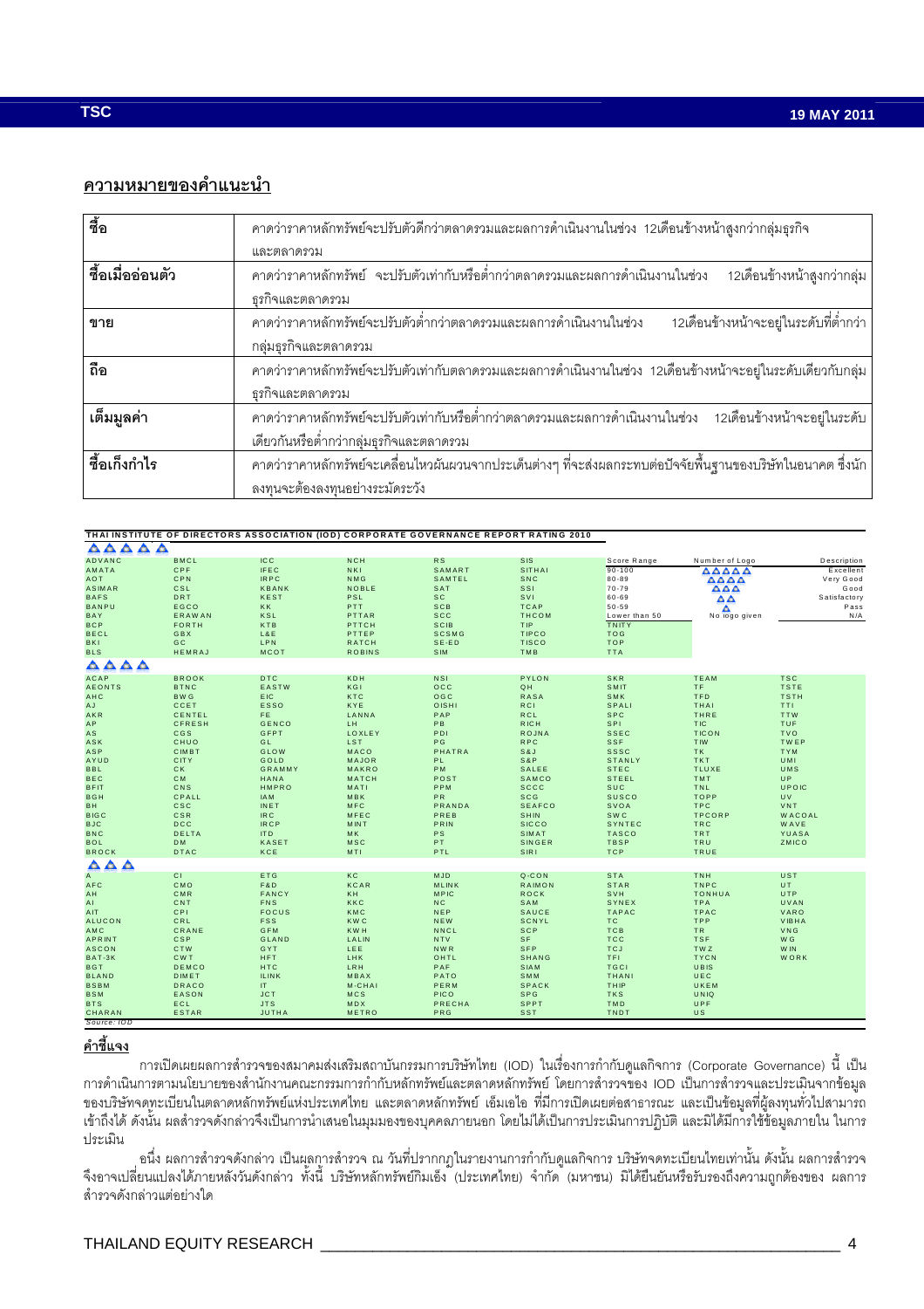## ความหมายของคำแนะนำ

| | |
|---|---|
| **ซื้อ** | คาดว่าราคาหลักทรัพย์จะปรับตัวดีกว่าตลาดรวมและผลการดำเนินงานในช่วง 12เดือนข้างหน้าสูงกว่ากลุ่มธุรกิจและตลาดรวม |
| **ซื้อเมื่ออ่อนตัว** | คาดว่าราคาหลักทรัพย์ จะปรับตัวเท่ากับหรือต่ำกว่าตลาดรวมและผลการดำเนินงานในช่วง 12เดือนข้างหน้าสูงกว่ากลุ่มธุรกิจและตลาดรวม |
| **ขาย** | คาดว่าราคาหลักทรัพย์จะปรับตัวต่ำกว่าตลาดรวมและผลการดำเนินงานในช่วง 12เดือนข้างหน้าจะอยู่ในระดับที่ต่ำกว่ากลุ่มธุรกิจและตลาดรวม |
| **ถือ** | คาดว่าราคาหลักทรัพย์จะปรับตัวเท่ากับตลาดรวมและผลการดำเนินงานในช่วง 12เดือนข้างหน้าจะอยู่ในระดับเดียวกับกลุ่มธุรกิจและตลาดรวม |
| **เต็มมูลค่า** | คาดว่าราคาหลักทรัพย์จะปรับตัวเท่ากับหรือต่ำกว่าตลาดรวมและผลการดำเนินงานในช่วง 12เดือนข้างหน้าจะอยู่ในระดับเดียวกันหรือต่ำกว่ากลุ่มธุรกิจและตลาดรวม |
| **ซื้อเก็งกำไร** | คาดว่าราคาหลักทรัพย์จะเคลื่อนไหวผันผวนจากประเด็นต่างๆ ที่จะส่งผลกระทบต่อปัจจัยพื้นฐานของบริษัทในอนาคต ซึ่งนักลงทุนจะต้องลงทุนอย่างระมัดระวัง |

**THAI INSTITUTE OF DIRECTORS ASSOCIATION (IOD) CORPORATE GOVERNANCE REPORT RATING 2010**

| Score Range | Number of Logo | Description |
|---|---|---|
| 90-100 | ▲▲▲▲▲ | Excellent |
| 80-89 | ▲▲▲▲ | Very Good |
| 70-79 | ▲▲▲ | Good |
| 60-69 | ▲▲ | Satisfactory |
| 50-59 | ▲ | Pass |
| Lower than 50 | No logo given | N/A |

**▲▲▲▲▲**

| | | | | | | |
|---|---|---|---|---|---|---|
| ADVANC | BMCL | ICC | NCH | RS | SIS | |
| AMATA | CPF | IFEC | NKI | SAMART | SITHAI | |
| AOT | CPN | IRPC | NMG | SAMTEL | SNC | |
| ASIMAR | CSL | KBANK | NOBLE | SAT | SSI | |
| BAFS | DRT | KEST | PSL | SC | SVI | |
| BANPU | EGCO | KK | PTT | SCB | TCAP | |
| BAY | ERAWAN | KSL | PTTAR | SCC | THCOM | |
| BCP | FORTH | KTB | PTTCH | SCIB | TIP | TNITY |
| BECL | GBX | L&E | PTTEP | SCSMG | TIPCO | TOG |
| BKI | GC | LPN | RATCH | SE-ED | TISCO | TOP |
| BLS | HEMRAJ | MCOT | ROBINS | SIM | TMB | TTA |

**▲▲▲▲**

| | | | | | | | | |
|---|---|---|---|---|---|---|---|---|
| ACAP | BROOK | DTC | KDH | NSI | PYLON | SKR | TEAM | TSC |
| AEONTS | BTNC | EASTW | KGI | OCC | QH | SMIT | TF | TSTE |
| AHC | BWG | EIC | KTC | OGC | RASA | SMK | TFD | TSTH |
| AJ | CCET | ESSO | KYE | OISHI | RCI | SPALI | THAI | TTI |
| AKR | CENTEL | FE | LANNA | PAP | RCL | SPC | THRE | TTW |
| AP | CFRESH | GENCO | LH | PB | RICH | SPI | TIC | TUF |
| AS | CGS | GFPT | LOXLEY | PDI | ROJNA | SSEC | TICON | TVO |
| ASK | CHUO | GL | LST | PG | RPC | SSF | TIW | TWFP |
| ASP | CIMBT | GLOW | MACO | PHATRA | S&J | SSSC | TK | TYM |
| AYUD | CITY | GOLD | MAJOR | PL | S&P | STANLY | TKT | UMI |
| BBL | CK | GRAMMY | MAKRO | PM | SALEE | STEC | TLUXE | UMS |
| BEC | CM | HANA | MATCH | POST | SAMCO | STEEL | TMT | UP |
| BFIT | CNS | HMPRO | MATI | PPM | SCCC | SUC | TNL | UPOIC |
| BGH | CPALL | IAM | MBK | PR | SCG | SUSCO | TOPP | UV |
| BH | CSC | INET | MFC | PRANDA | SEAFCO | SVOA | TPC | VNT |
| BIGC | CSR | IRC | MFEC | PREB | SHIN | SWC | TPCORP | WACOAL |
| BJC | DCC | IRCP | MINT | PRIN | SICCO | SYNTEC | TRC | WAVE |
| BNC | DELTA | ITD | MK | PS | SIMAT | TASCO | TRT | YUASA |
| BOL | DM | KASET | MSC | PT | SINGER | TBSP | TRU | ZMICO |
| BROCK | DTAC | KCE | MTI | PTL | SIRI | TCP | TRUE | |

**▲▲▲**

| | | | | | | | | |
|---|---|---|---|---|---|---|---|---|
| A | CI | ETG | KC | MJD | Q-CON | STA | TNH | UST |
| AFC | CMO | F&D | KCAR | MLINK | RAIMON | STAR | TNPC | UT |
| AH | CMR | FANCY | KH | MPIC | ROCK | SVH | TONHUA | UTP |
| AI | CNT | FNS | KKC | NC | SAM | SYNEX | TPA | UVAN |
| AIT | CPI | FOCUS | KMC | NEP | SAUCE | TAPAC | TPAC | VARO |
| ALUCON | CRL | FSS | KWC | NEW | SCNYL | TC | TPP | VIBHA |
| AMC | CRANE | GFM | KWH | NNCL | SCP | TCB | TR | VNG |
| APRINT | CSP | GLAND | LALIN | NTV | SF | TCC | TSF | WG |
| ASCON | CTW | GYT | LEE | NWR | SFP | TCJ | TWZ | WIN |
| BAT-3K | CWT | HFT | LHK | OHTL | SHANG | TFI | TYCN | WORK |
| BGT | DEMCO | HTC | LRH | PAF | SIAM | TGCI | UBIS | |
| BLAND | DIMET | ILINK | MBAX | PATO | SMM | THANI | UEC | |
| BSBM | DRACO | IT | M-CHAI | PERM | SPACK | THIP | UKEM | |
| BSM | EASON | JCT | MCS | PICO | SPG | TKS | UNIQ | |
| BTS | ECL | JTS | MDX | PRECHA | SPPT | TMD | UPF | |
| CHARAN | ESTAR | JUTHA | METRO | PRG | SST | TNDT | US | |

Source: IOD

**คำชี้แจง**

การเปิดเผยผลการสำรวจของสมาคมส่งเสริมสถาบันกรรมการบริษัทไทย (IOD) ในเรื่องการกำกับดูแลกิจการ (Corporate Governance) นี้ เป็นการดำเนินการตามนโยบายของสำนักงานคณะกรรมการกำกับหลักทรัพย์และตลาดหลักทรัพย์ โดยการสำรวจของ IOD เป็นการสำรวจและประเมินจากข้อมูลของบริษัทจดทะเบียนในตลาดหลักทรัพย์แห่งประเทศไทย และตลาดหลักทรัพย์ เอ็มเอไอ ที่มีการเปิดเผยต่อสาธารณะ และเป็นข้อมูลที่ผู้ลงทุนทั่วไปสามารถเข้าถึงได้ ดังนั้น ผลสำรวจดังกล่าวจึงเป็นการนำเสนอในมุมมองของบุคคลภายนอก โดยไม่ได้เป็นการประเมินการปฏิบัติ และมิได้มีการใช้ข้อมูลภายใน ในการประเมิน

อนึ่ง ผลการสำรวจดังกล่าว เป็นผลการสำรวจ ณ วันที่ปรากฏในรายงานการกำกับดูแลกิจการ บริษัทจดทะเบียนไทยเท่านั้น ดังนั้น ผลการสำรวจจึงอาจเปลี่ยนแปลงได้ภายหลังวันดังกล่าว ทั้งนี้ บริษัทหลักทรัพย์กิมเอ็ง (ประเทศไทย) จำกัด (มหาชน) มิได้ยืนยันหรือรับรองถึงความถูกต้องของ ผลการสำรวจดังกล่าวแต่อย่างใด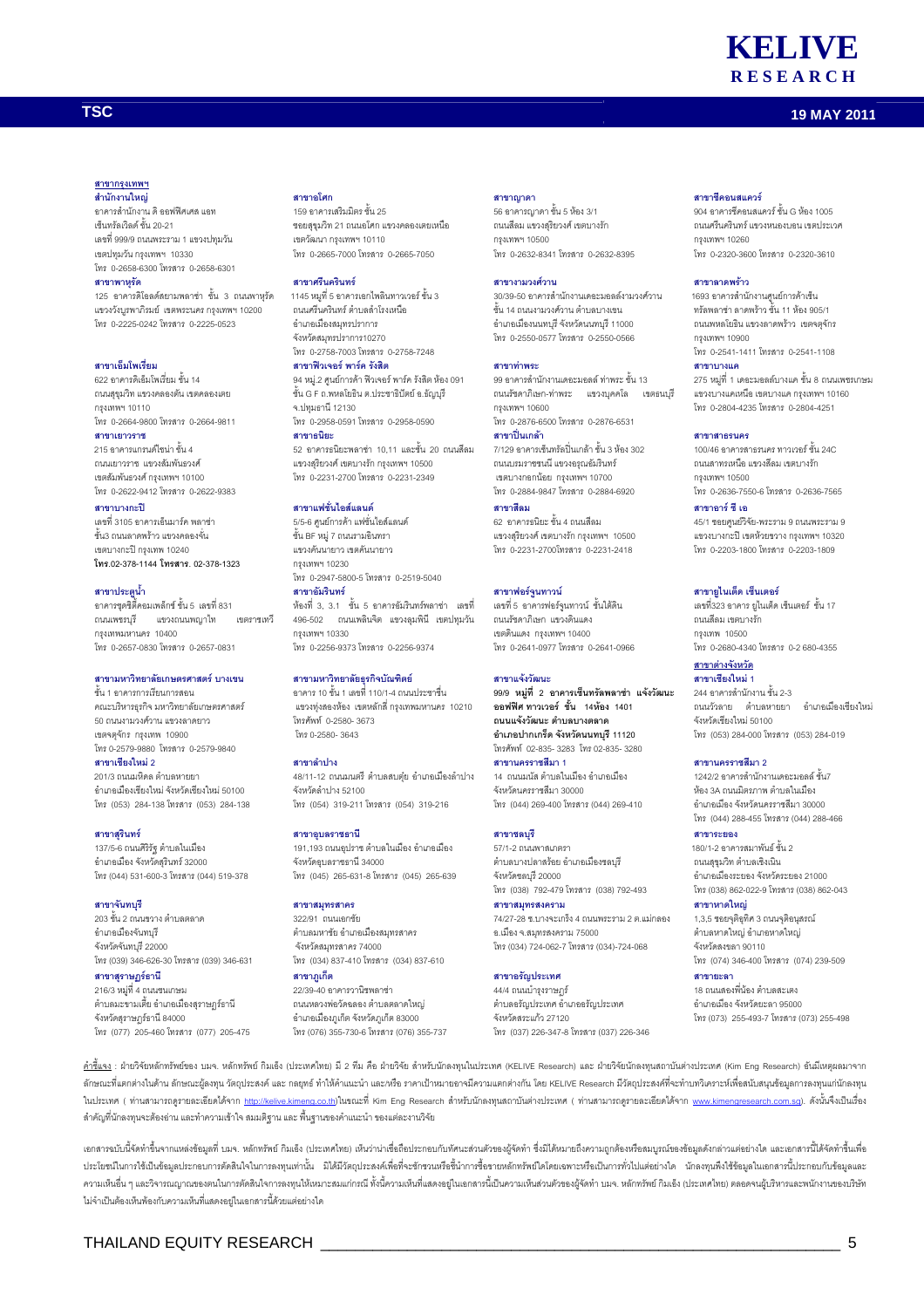## สาขากรุงเทพฯ

**สำนักงานใหญ่**
อาคารสำนักงาน ดิ ออฟฟิศเศส แอท เซ็นทรัลเวิลด์ ชั้น 20-21
เลขที่ 999/9 ถนนพระราม 1 แขวงปทุมวัน
เขตปทุมวัน กรุงเทพฯ 10330
โทร 0-2658-6300 โทรสาร 0-2658-6301

**สาขาพาหุรัด**
125 อาคารดิโอลด์สยามพลาซ่า ชั้น 3 ถนนพาหุรัด แขวงวังบูรพาภิรมย์ เขตพระนคร กรุงเทพฯ 10200
โทร 0-2225-0242 โทรสาร 0-2225-0523

**สาขาเอ็มโพเรียม**
622 อาคารดิเอ็มโพเรียม ชั้น 14
ถนนสุขุมวิท แขวงคลองตัน เขตคลองเตย
กรุงเทพฯ 10110
โทร 0-2664-9800 โทรสาร 0-2664-9811

**สาขาเยาวราช**
215 อาคารแกรนด์ไชน่า ชั้น 4
ถนนเยาวราช แขวงสัมพันธวงศ์
เขตสัมพันธวงศ์ กรุงเทพฯ 10100
โทร 0-2622-9412 โทรสาร 0-2622-9383

**สาขาบางกะปิ**
เลขที่ 3105 อาคารเดอะมอลล์บางกะปิ... อาคารเอ็นมาร์ค พลาซ่า
ชั้น3 ถนนลาดพร้าว แขวงคลองจั่น
เขตบางกะปิ กรุงเทพฯ 10240
**โทร.02-378-1144 โทรสาร. 02-378-1323**

**สาขาประตูน้ำ**
อาคารชุดซิตี้คอมเพล็กซ์ ชั้น 5 เลขที่ 831
ถนนเพชรบุรี แขวงถนนพญาไท เขตราชเทวี
กรุงเทพมหานคร 10400
โทร 0-2657-0830 โทรสาร 0-2657-0831

**สาขามหาวิทยาลัยเกษตรศาสตร์ บางเขน**
ชั้น 1 อาคารการเรียนการสอน
คณะบริหารธุรกิจ มหาวิทยาลัยเกษตรศาสตร์
50 ถนนงามวงศ์วาน แขวงลาดยาว
เขตจตุจักร กรุงเทพ 10900
โทร 0-2579-9880 โทรสาร 0-2579-9840

**สาขาเชียงใหม่ 2**
201/3 ถนนมหิดล ตำบลหายยา
อำเภอเมืองเชียงใหม่ จังหวัดเชียงใหม่ 50100
โทร (053) 284-138 โทรสาร (053) 284-138

**สาขาสุรินทร์**
137/5-6 ถนนศิริรัฐ ตำบลในเมือง
อำเภอเมือง จังหวัดสุรินทร์ 32000
โทร (044) 531-600-3 โทรสาร (044) 519-378

**สาขาจันทบุรี**
203 ชั้น 2 ถนนขวาง ตำบลตลาด
อำเภอเมืองจันทบุรี
จังหวัดจันทบุรี 22000
โทร (039) 346-626-30 โทรสาร (039) 346-631

**สาขาสุราษฎร์ธานี**
216/3 หมู่ที่ 4 ถนนชนเกษม
ตำบลมะขามเตี้ย อำเภอเมืองสุราษฎร์ธานี
จังหวัดสุราษฎร์ธานี 84000
โทร (077) 205-460 โทรสาร (077) 205-475

**สาขาโศก**
159 อาคารเสริมมิตร ชั้น 25
ซอยสุขุมวิท 21 ถนนอโศก แขวงคลองเตยเหนือ
เขตวัฒนา กรุงเทพฯ 10110
โทร 0-2665-7000 โทรสาร 0-2665-7050

**สาขาศรีนครินทร์**
1145 หมู่ที่ 5 อาคารเอกไพลินทาวเวอร์ ชั้น 3
ถนนศรีนครินทร์ ตำบลสำโรงเหนือ
อำเภอเมืองสมุทรปราการ
จังหวัดสมุทรปราการ10270
โทร 0-2758-7003 โทรสาร 0-2758-7248

**สาขาฟิวเจอร์ พาร์ค รังสิต**
94 หมู่ 2 ศูนย์การค้า ฟิวเจอร์ พาร์ค รังสิต ห้อง 091
ชั้น G F ถ.พหลโยธิน ต.ประชาธิปัตย์ อ.ธัญบุรี
จ.ปทุมธานี 12130
โทร 0-2958-0591 โทรสาร 0-2958-0590

**สาขาธนิยะ**
52 อาคารธนิยะพลาซ่า ชั้น 10,11 และชั้น 20 ถนนสีลม
แขวงสุริยวงศ์ เขตบางรัก กรุงเทพฯ 10500
โทร 0-2231-2700 โทรสาร 0-2231-2349

**สาขาแฟชั่นไอส์แลนด์**
5/5-6 ศูนย์การค้า แฟชั่นไอส์แลนด์
ชั้น BF หมู่ 7 ถนนรามอินทรา
แขวงคันนายาว เขตคันนายาว
กรุงเทพฯ 10230
โทร 0-2947-5800-5 โทรสาร 0-2519-5040

**สาขาอัมรินทร์**
ห้องที่ 3, 3.1 ชั้น 5 อาคารอัมรินทร์พลาซ่า เลขที่
496-502 ถนนเพลินจิต แขวงลุมพินี เขตปทุมวัน
กรุงเทพฯ 10330
โทร 0-2256-9373 โทรสาร 0-2256-9374

**สาขามหาวิทยาลัยธุรกิจบัณฑิตย์**
อาคาร 10 ชั้น 1 เลขที่ 110/1-4 ถนนประชาชื่น
แขวงทุ่งสองห้อง เขตหลักสี่ กรุงเทพมหานคร 10210
โทรศัพท์ 0-2580- 3673
โทร 0-2580- 3643

**สาขาลำปาง**
48/11-12 ถนนฉัตรไชย ตำบลสบตุ๋ย อำเภอเมืองลำปาง
จังหวัดลำปาง 52100
โทร (054) 319-211 โทรสาร (054) 319-216

**สาขาอุบลราชธานี**
191,193 ถนนอุปราช ตำบลในเมือง อำเภอเมือง
จังหวัดอุบลราชธานี 34000
โทร (045) 265-631-8 โทรสาร (045) 265-639

**สาขาสมุทรสาคร**
322/91 ถนนเอกชัย
ตำบลมหาชัย อำเภอเมืองสมุทรสาคร
จังหวัดสมุทรสาคร 74000
โทร (034) 837-410 โทรสาร (034) 837-610

**สาขาภูเก็ต**
22/39-40 อาคารอาร์เคพลาซ่า
ถนนหลวงพ่อวัดฉลอง ตำบลตลาดใหญ่
อำเภอเมืองภูเก็ต จังหวัดภูเก็ต 83000
โทร (076) 355-730-6 โทรสาร (076) 355-737

**สาขาญาดา**
56 อาคารญาดา ชั้น 5 ห้อง 3/1
ถนนสีลม แขวงสุริยวงศ์ เขตบางรัก
กรุงเทพฯ 10500
โทร 0-2632-8341 โทรสาร 0-2632-8395

**สาขางามวงศ์วาน**
30/39-50 อาคารสำนักงานเดอะมอลล์งามวงศ์วาน
ชั้น 14 ถนนงามวงศ์วาน ตำบลบางเขน
อำเภอเมืองนนทบุรี จังหวัดนนทบุรี 11000
โทร 0-2550-0577 โทรสาร 0-2550-0566

**สาขาท่าพระ**
99 อาคารสำนักงานเดอะมอลล์ ท่าพระ ชั้น 13
ถนนรัชดาภิเษก-ท่าพระ แขวงบุคคโล เขตธนบุรี
กรุงเทพฯ 10600
โทร 0-2876-6500 โทรสาร 0-2876-6531

**สาขาปิ่นเกล้า**
7/129 อาคารเซ็นทรัลปิ่นเกล้า ชั้น 3 ห้อง 302
ถนนบรมราชชนนี แขวงอรุณอัมรินทร์
เขตบางกอกน้อย กรุงเทพฯ 10700
โทร 0-2884-9847 โทรสาร 0-2884-6920

**สาขาสีลม**
62 อาคารธนิยะ ชั้น 4 ถนนสีลม
แขวงสุริยวงศ์ เขตบางรัก กรุงเทพฯ 10500
โทร 0-2231-2700โทรสาร 0-2231-2418

**สาขาฟอร์จูนทาวน์**
เลขที่ 5 อาคารฟอร์จูนทาวน์ ชั้นใต้ดิน
ถนนรัชดาภิเษก แขวงดินแดง
เขตดินแดง กรุงเทพฯ 10400
โทร 0-2641-0977 โทรสาร 0-2641-0966

**สาขาแจ้งวัฒนะ**
**99/9 หมู่ที่ 2 อาคารเซ็นทรัลพลาซ่า แจ้งวัฒนะ ออฟฟิศ ทาวเวอร์ ชั้น 14ห้อง 1401 ถนนแจ้งวัฒนะ ตำบลบางตลาด อำเภอปากเกร็ด จังหวัดนนทบุรี 11120**
โทรศัพท์ 02-835- 3283 โทร 02-835- 3280

**สาขานครราชสีมา 1**
14 ถนนมนัส ตำบลในเมือง อำเภอเมือง
จังหวัดนครราชสีมา 30000
โทร (044) 269-400 โทรสาร (044) 269-410

**สาขาชลบุรี**
57/1-2 ถนนพาสเภตรา
ตำบลบางปลาสร้อย อำเภอเมืองชลบุรี
จังหวัดชลบุรี 20000
โทร (038) 792-479 โทรสาร (038) 792-493

**สาขาสมุทรสงคราม**
74/27-28 ซ.บางจะเกร็ง 4 ถนนพระราม 2 ต.แม่กลอง
อ.เมือง จ.สมุทรสงคราม 75000
โทร (034) 724-062-7 โทรสาร (034)-724-068

**สาขาอรัญประเทศ**
44/4 ถนนบำรุงราษฎร์
ตำบลอรัญประเทศ อำเภออรัญประเทศ
จังหวัดสระแก้ว 27120
โทร (037) 226-347-8 โทรสาร (037) 226-346

**สาขาซีคอนสแควร์**
904 อาคารซีคอนสแควร์ ชั้น G ห้อง 1005
ถนนศรีนครินทร์ แขวงหนองบอน เขตประเวศ
กรุงเทพฯ 10260
โทร 0-2320-3600 โทรสาร 0-2320-3610

**สาขาลาดพร้าว**
1693 อาคารสำนักงานศูนย์การค้าเซ็นทรัลพลาซ่า ลาดพร้าว ชั้น 11 ห้อง 905/1
ถนนพหลโยธิน แขวงลาดยาว เขตจตุจักร
กรุงเทพฯ 10900
โทร 0-2541-1411 โทรสาร 0-2541-1108

**สาขาบางแค**
275 หมู่ที่ 1 เดอะมอลล์บางแค ชั้น 8 ถนนเพชรเกษม
แขวงบางแคเหนือ เขตบางแค กรุงเทพฯ 10160
โทร 0-2804-4235 โทรสาร 0-2804-4251

**สาขาสาธรนคร**
100/46 อาคารสาธรนคร ทาวเวอร์ ชั้น 24C
ถนนสาทรเหนือ แขวงสีลม เขตบางรัก
กรุงเทพฯ 10500
โทร 0-2636-7550-6 โทรสาร 0-2636-7565

**สาขาอาร์ ซี เอ**
45/1 ซอยศูนย์วิจัย-พระราม 9 ถนนพระราม 9
แขวงบางกะปิ เขตห้วยขวาง กรุงเทพฯ 10320
โทร 0-2203-1800 โทรสาร 0-2203-1809

**สาขายูไนเต็ด เซ็นเตอร์**
เลขที่323 อาคาร ยูไนเต็ด เซ็นเตอร์ ชั้น 17
ถนนสีลม เขตบางรัก
กรุงเทพ 10500
โทร 0-2680-4340 โทรสาร 0-2 680-4355

## สาขาต่างจังหวัด

**สาขาเชียงใหม่ 1**
244 อาคารสำนักงาน ชั้น 2-3
ถนนวัวลาย ตำบลหายยา อำเภอเมืองเชียงใหม่
จังหวัดเชียงใหม่ 50100
โทร (053) 284-000 โทรสาร (053) 284-019

**สาขานครราชสีมา 2**
1242/2 อาคารสำนักงานเดอะมอลล์ ชั้น7
ห้อง 3A ถนนมิตรภาพ ตำบลในเมือง
อำเภอเมือง จังหวัดนครราชสีมา 30000
โทร (044) 288-455 โทรสาร (044) 288-466

**สาขาระยอง**
180/1-2 อาคารสมาพันธ์ ชั้น 2
ถนนสุขุมวิท ตำบลเชิงเนิน
อำเภอเมืองระยอง จังหวัดระยอง 21000
โทร (038) 862-022-9 โทรสาร (038) 862-043

**สาขาหาดใหญ่**
1,3,5 ซอยจุติอุทิศ 3 ถนนจุติอนุสรณ์
ตำบลหาดใหญ่ อำเภอหาดใหญ่
จังหวัดสงขลา 90110
โทร (074) 346-400 โทรสาร (074) 239-509

**สาขายะลา**
18 ถนนสองพี่น้อง ตำบลสะเตง
อำเภอเมือง จังหวัดยะลา 95000
โทร (073) 255-493-7 โทรสาร (073) 255-498

คำชี้แจง : ฝ่ายวิจัยหลักทรัพย์ของ บมจ. หลักทรัพย์ กิมเอ็ง (ประเทศไทย) มี 2 ทีม คือ ฝ่ายวิจัย สำหรับนักลงทุนในประเทศ (KELIVE Research) และ ฝ่ายวิจัยนักลงทุนสถาบันต่างประเทศ (Kim Eng Research) อันมีเหตุผลมาจากลักษณะที่แตกต่างในด้าน ลักษณะผู้ลงทุน วัตถุประสงค์ และ กลยุทธ์ ทำให้คำแนะนำ และ/หรือ ราคาเป้าหมายอาจมีความแตกต่างกัน โดย KELIVE Research มีวัตถุประสงค์ที่จะทำบทวิเคราะห์เพื่อสนับสนุนข้อมูลการลงทุนแก่นักลงทุนในประเทศ ( ท่านสามารถดูรายละเอียดได้จาก http://kelive.kimeng.co.th)ในขณะที่ Kim Eng Research สำหรับนักลงทุนสถาบันต่างประเทศ ( ท่านสามารถดูรายละเอียดได้จาก www.kimengresearch.com.sg). ดังนั้นจึงเป็นเรื่องสำคัญที่นักลงทุนจะต้องอ่าน สมมติฐาน และ พื้นฐานของคำแนะนำ ของแต่ละงานวิจัย

เอกสารฉบับนี้จัดทำขึ้นจากแหล่งข้อมูลที่ บมจ. หลักทรัพย์ กิมเอ็ง (ประเทศไทย) เห็นว่าน่าเชื่อถือประกอบกับทัศนะส่วนตัวของผู้จัดทำ ซึ่งมิได้หมายถึงความถูกต้องหรือสมบูรณ์ของข้อมูลดังกล่าวแต่อย่างใด และเอกสารนี้ได้จัดทำขึ้นเพื่อประโยชน์ในการใช้เป็นข้อมูลประกอบการตัดสินใจในการลงทุนเท่านั้น มิได้มีวัตถุประสงค์เพื่อชี้ชักชวนหรือชี้นำการซื้อขายหลักทรัพย์ใดโดยเฉพาะหรือเป็นการทั่วไปแต่อย่างใด นักลงทุนพึงใช้ข้อมูลในเอกสารนี้ประกอบกับข้อมูลและความเห็นอื่น ๆ และวิจารณญาณของตนในการตัดสินใจการลงทุนให้เหมาะสมแก่กรณี ทั้งนี้ความเห็นที่แสดงอยู่ในเอกสารนี้เป็นความเห็นส่วนตัวของผู้จัดทำ บมจ. หลักทรัพย์ กิมเอ็ง (ประเทศไทย) ตลอดจนผู้บริหารและพนักงานของบริษัทไม่จำเป็นต้องเห็นพ้องกับความเห็นที่แสดงอยู่ในเอกสารนี้ด้วยแต่อย่างใด